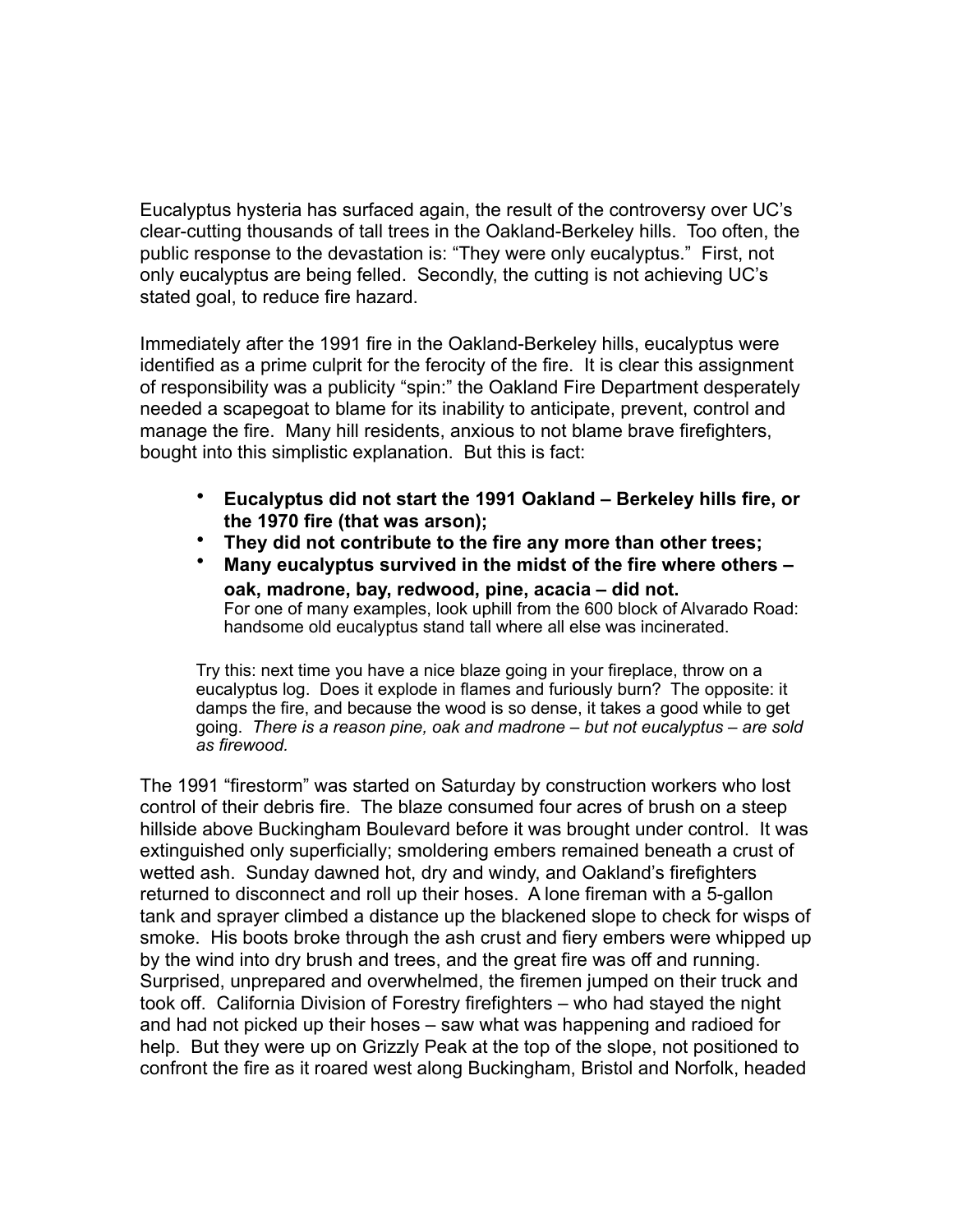Eucalyptus hysteria has surfaced again, the result of the controversy over UC's clear-cutting thousands of tall trees in the Oakland-Berkeley hills. Too often, the public response to the devastation is: "They were only eucalyptus." First, not only eucalyptus are being felled. Secondly, the cutting is not achieving UC's stated goal, to reduce fire hazard.

Immediately after the 1991 fire in the Oakland-Berkeley hills, eucalyptus were identified as a prime culprit for the ferocity of the fire. It is clear this assignment of responsibility was a publicity "spin:" the Oakland Fire Department desperately needed a scapegoat to blame for its inability to anticipate, prevent, control and manage the fire. Many hill residents, anxious to not blame brave firefighters, bought into this simplistic explanation. But this is fact:

- **Eucalyptus did not start the 1991 Oakland – Berkeley hills fire, or the 1970 fire (that was arson);**
- **They did not contribute to the fire any more than other trees;**
- **Many eucalyptus survived in the midst of the fire where others – oak, madrone, bay, redwood, pine, acacia – did not.**
  For one of many examples, look uphill from the 600 block of Alvarado Road: handsome old eucalyptus stand tall where all else was incinerated.

Try this: next time you have a nice blaze going in your fireplace, throw on a eucalyptus log. Does it explode in flames and furiously burn? The opposite: it damps the fire, and because the wood is so dense, it takes a good while to get going. *There is a reason pine, oak and madrone – but not eucalyptus – are sold as firewood.*

The 1991 "firestorm" was started on Saturday by construction workers who lost control of their debris fire. The blaze consumed four acres of brush on a steep hillside above Buckingham Boulevard before it was brought under control. It was extinguished only superficially; smoldering embers remained beneath a crust of wetted ash. Sunday dawned hot, dry and windy, and Oakland's firefighters returned to disconnect and roll up their hoses. A lone fireman with a 5-gallon tank and sprayer climbed a distance up the blackened slope to check for wisps of smoke. His boots broke through the ash crust and fiery embers were whipped up by the wind into dry brush and trees, and the great fire was off and running. Surprised, unprepared and overwhelmed, the firemen jumped on their truck and took off. California Division of Forestry firefighters – who had stayed the night and had not picked up their hoses – saw what was happening and radioed for help. But they were up on Grizzly Peak at the top of the slope, not positioned to confront the fire as it roared west along Buckingham, Bristol and Norfolk, headed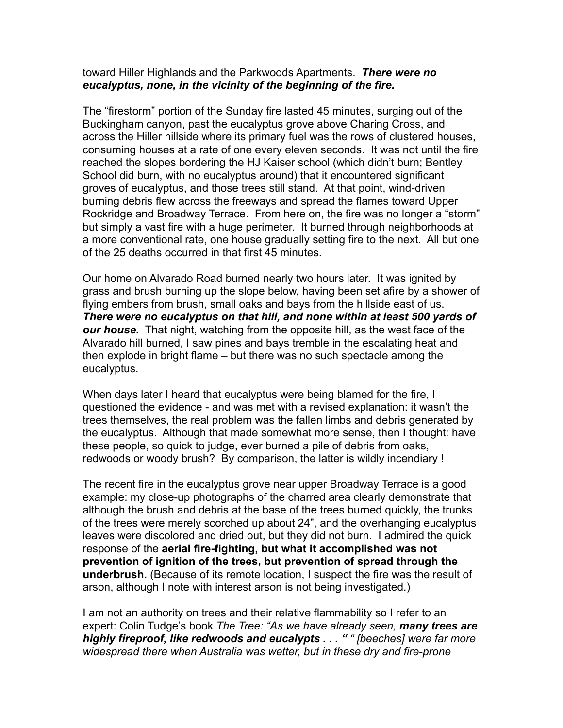toward Hiller Highlands and the Parkwoods Apartments. ***There were no eucalyptus, none, in the vicinity of the beginning of the fire.***

The “firestorm” portion of the Sunday fire lasted 45 minutes, surging out of the Buckingham canyon, past the eucalyptus grove above Charing Cross, and across the Hiller hillside where its primary fuel was the rows of clustered houses, consuming houses at a rate of one every eleven seconds. It was not until the fire reached the slopes bordering the HJ Kaiser school (which didn’t burn; Bentley School did burn, with no eucalyptus around) that it encountered significant groves of eucalyptus, and those trees still stand. At that point, wind-driven burning debris flew across the freeways and spread the flames toward Upper Rockridge and Broadway Terrace. From here on, the fire was no longer a “storm” but simply a vast fire with a huge perimeter. It burned through neighborhoods at a more conventional rate, one house gradually setting fire to the next. All but one of the 25 deaths occurred in that first 45 minutes.

Our home on Alvarado Road burned nearly two hours later. It was ignited by grass and brush burning up the slope below, having been set afire by a shower of flying embers from brush, small oaks and bays from the hillside east of us. ***There were no eucalyptus on that hill, and none within at least 500 yards of our house.*** That night, watching from the opposite hill, as the west face of the Alvarado hill burned, I saw pines and bays tremble in the escalating heat and then explode in bright flame – but there was no such spectacle among the eucalyptus.

When days later I heard that eucalyptus were being blamed for the fire, I questioned the evidence - and was met with a revised explanation: it wasn’t the trees themselves, the real problem was the fallen limbs and debris generated by the eucalyptus. Although that made somewhat more sense, then I thought: have these people, so quick to judge, ever burned a pile of debris from oaks, redwoods or woody brush? By comparison, the latter is wildly incendiary !

The recent fire in the eucalyptus grove near upper Broadway Terrace is a good example: my close-up photographs of the charred area clearly demonstrate that although the brush and debris at the base of the trees burned quickly, the trunks of the trees were merely scorched up about 24”, and the overhanging eucalyptus leaves were discolored and dried out, but they did not burn. I admired the quick response of the **aerial fire-fighting, but what it accomplished was not prevention of ignition of the trees, but prevention of spread through the underbrush.** (Because of its remote location, I suspect the fire was the result of arson, although I note with interest arson is not being investigated.)

I am not an authority on trees and their relative flammability so I refer to an expert: Colin Tudge’s book *The Tree: “As we have already seen,* ***many trees are highly fireproof, like redwoods and eucalypts . . . “*** *“ [beeches] were far more widespread there when Australia was wetter, but in these dry and fire-prone*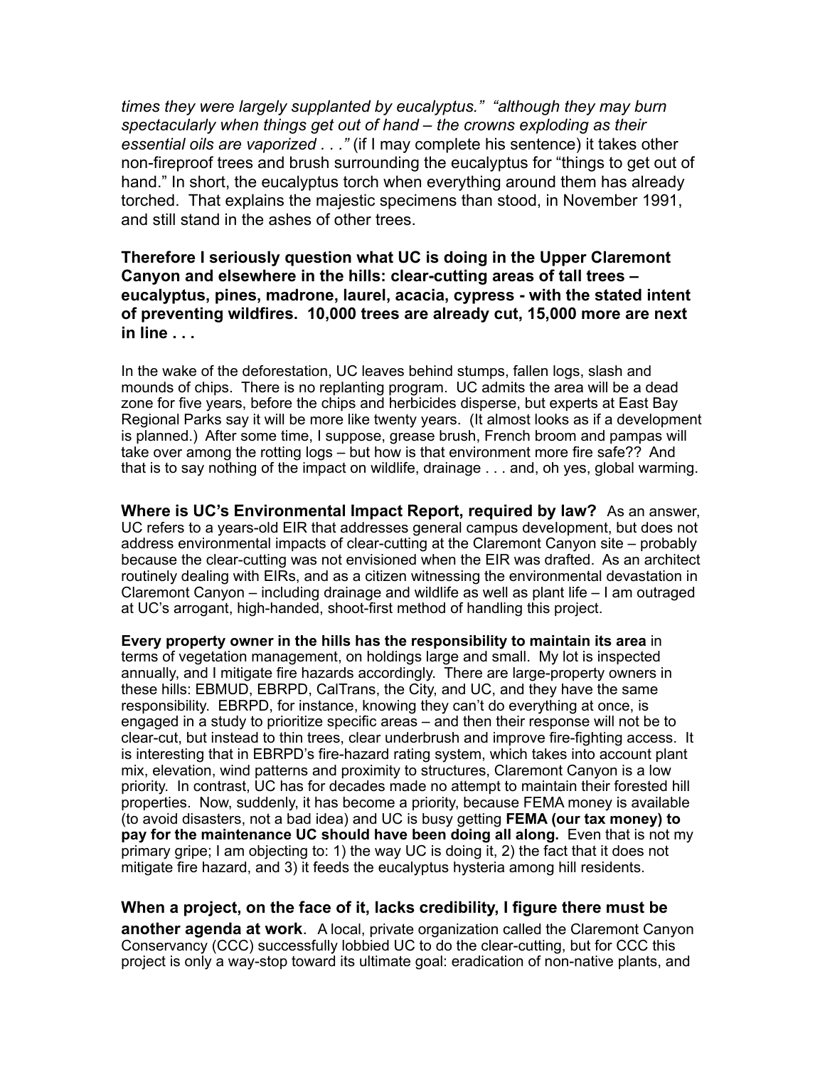*times they were largely supplanted by eucalyptus." "although they may burn spectacularly when things get out of hand – the crowns exploding as their essential oils are vaporized . . ."* (if I may complete his sentence) it takes other non-fireproof trees and brush surrounding the eucalyptus for "things to get out of hand." In short, the eucalyptus torch when everything around them has already torched. That explains the majestic specimens than stood, in November 1991, and still stand in the ashes of other trees.

**Therefore I seriously question what UC is doing in the Upper Claremont Canyon and elsewhere in the hills: clear-cutting areas of tall trees – eucalyptus, pines, madrone, laurel, acacia, cypress - with the stated intent of preventing wildfires. 10,000 trees are already cut, 15,000 more are next in line . . .**

In the wake of the deforestation, UC leaves behind stumps, fallen logs, slash and mounds of chips. There is no replanting program. UC admits the area will be a dead zone for five years, before the chips and herbicides disperse, but experts at East Bay Regional Parks say it will be more like twenty years. (It almost looks as if a development is planned.) After some time, I suppose, grease brush, French broom and pampas will take over among the rotting logs – but how is that environment more fire safe?? And that is to say nothing of the impact on wildlife, drainage . . . and, oh yes, global warming.

**Where is UC's Environmental Impact Report, required by law?** As an answer, UC refers to a years-old EIR that addresses general campus development, but does not address environmental impacts of clear-cutting at the Claremont Canyon site – probably because the clear-cutting was not envisioned when the EIR was drafted. As an architect routinely dealing with EIRs, and as a citizen witnessing the environmental devastation in Claremont Canyon – including drainage and wildlife as well as plant life – I am outraged at UC's arrogant, high-handed, shoot-first method of handling this project.

**Every property owner in the hills has the responsibility to maintain its area** in terms of vegetation management, on holdings large and small. My lot is inspected annually, and I mitigate fire hazards accordingly. There are large-property owners in these hills: EBMUD, EBRPD, CalTrans, the City, and UC, and they have the same responsibility. EBRPD, for instance, knowing they can't do everything at once, is engaged in a study to prioritize specific areas – and then their response will not be to clear-cut, but instead to thin trees, clear underbrush and improve fire-fighting access. It is interesting that in EBRPD's fire-hazard rating system, which takes into account plant mix, elevation, wind patterns and proximity to structures, Claremont Canyon is a low priority. In contrast, UC has for decades made no attempt to maintain their forested hill properties. Now, suddenly, it has become a priority, because FEMA money is available (to avoid disasters, not a bad idea) and UC is busy getting **FEMA (our tax money) to pay for the maintenance UC should have been doing all along.** Even that is not my primary gripe; I am objecting to: 1) the way UC is doing it, 2) the fact that it does not mitigate fire hazard, and 3) it feeds the eucalyptus hysteria among hill residents.

**When a project, on the face of it, lacks credibility, I figure there must be another agenda at work**. A local, private organization called the Claremont Canyon Conservancy (CCC) successfully lobbied UC to do the clear-cutting, but for CCC this project is only a way-stop toward its ultimate goal: eradication of non-native plants, and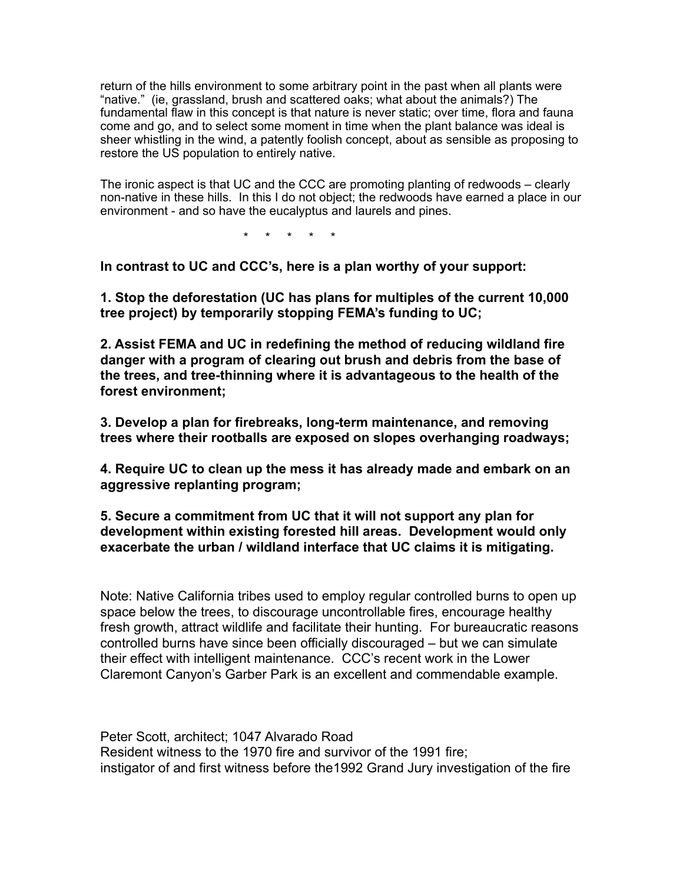return of the hills environment to some arbitrary point in the past when all plants were "native." (ie, grassland, brush and scattered oaks; what about the animals?) The fundamental flaw in this concept is that nature is never static; over time, flora and fauna come and go, and to select some moment in time when the plant balance was ideal is sheer whistling in the wind, a patently foolish concept, about as sensible as proposing to restore the US population to entirely native.

The ironic aspect is that UC and the CCC are promoting planting of redwoods – clearly non-native in these hills. In this I do not object; the redwoods have earned a place in our environment - and so have the eucalyptus and laurels and pines.

\* \* \* \* \*

**In contrast to UC and CCC's, here is a plan worthy of your support:**

**1. Stop the deforestation (UC has plans for multiples of the current 10,000 tree project) by temporarily stopping FEMA's funding to UC;**

**2. Assist FEMA and UC in redefining the method of reducing wildland fire danger with a program of clearing out brush and debris from the base of the trees, and tree-thinning where it is advantageous to the health of the forest environment;**

**3. Develop a plan for firebreaks, long-term maintenance, and removing trees where their rootballs are exposed on slopes overhanging roadways;**

**4. Require UC to clean up the mess it has already made and embark on an aggressive replanting program;**

**5. Secure a commitment from UC that it will not support any plan for development within existing forested hill areas. Development would only exacerbate the urban / wildland interface that UC claims it is mitigating.**

Note: Native California tribes used to employ regular controlled burns to open up space below the trees, to discourage uncontrollable fires, encourage healthy fresh growth, attract wildlife and facilitate their hunting. For bureaucratic reasons controlled burns have since been officially discouraged – but we can simulate their effect with intelligent maintenance. CCC's recent work in the Lower Claremont Canyon's Garber Park is an excellent and commendable example.

Peter Scott, architect; 1047 Alvarado Road
Resident witness to the 1970 fire and survivor of the 1991 fire;
instigator of and first witness before the1992 Grand Jury investigation of the fire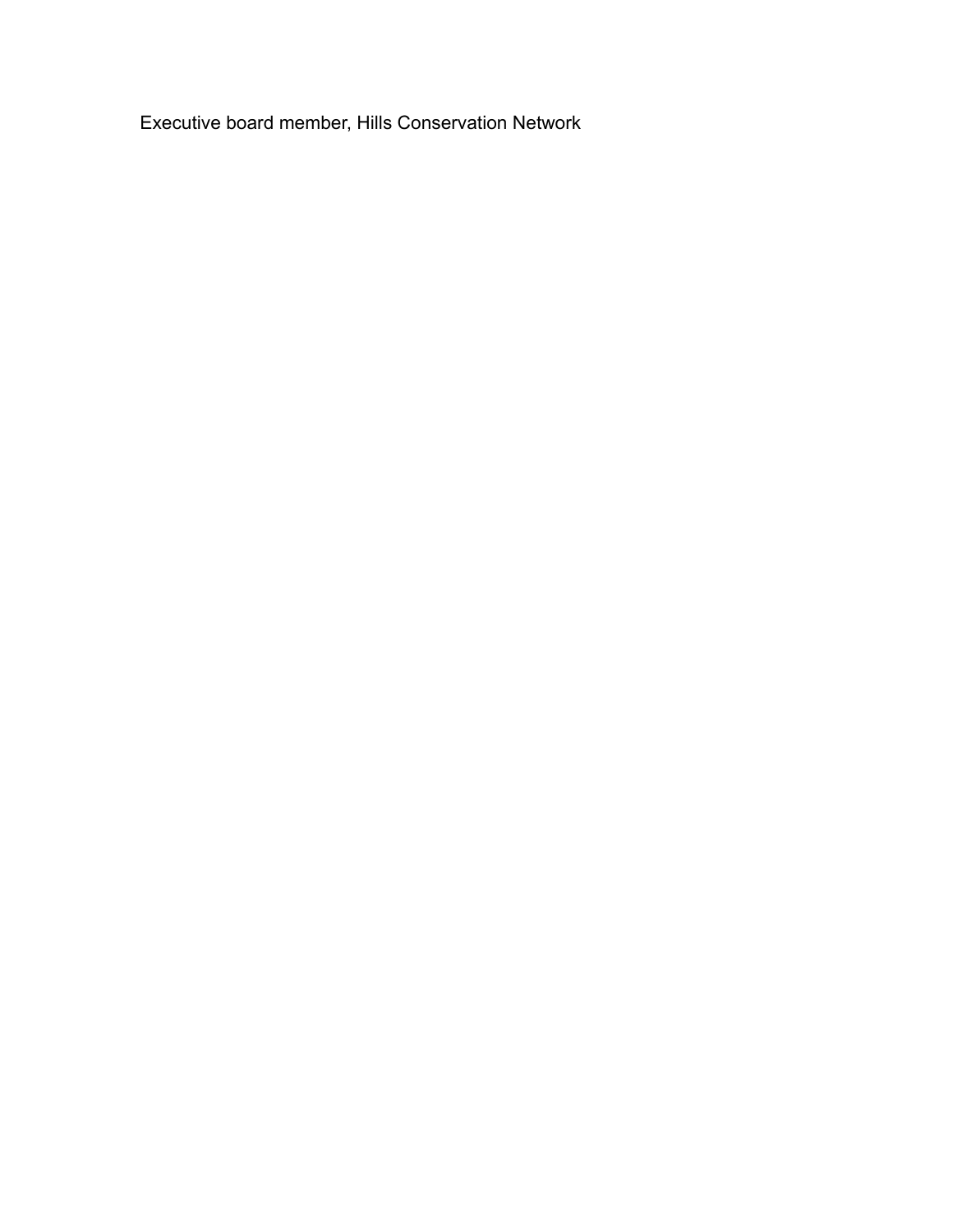Executive board member, Hills Conservation Network